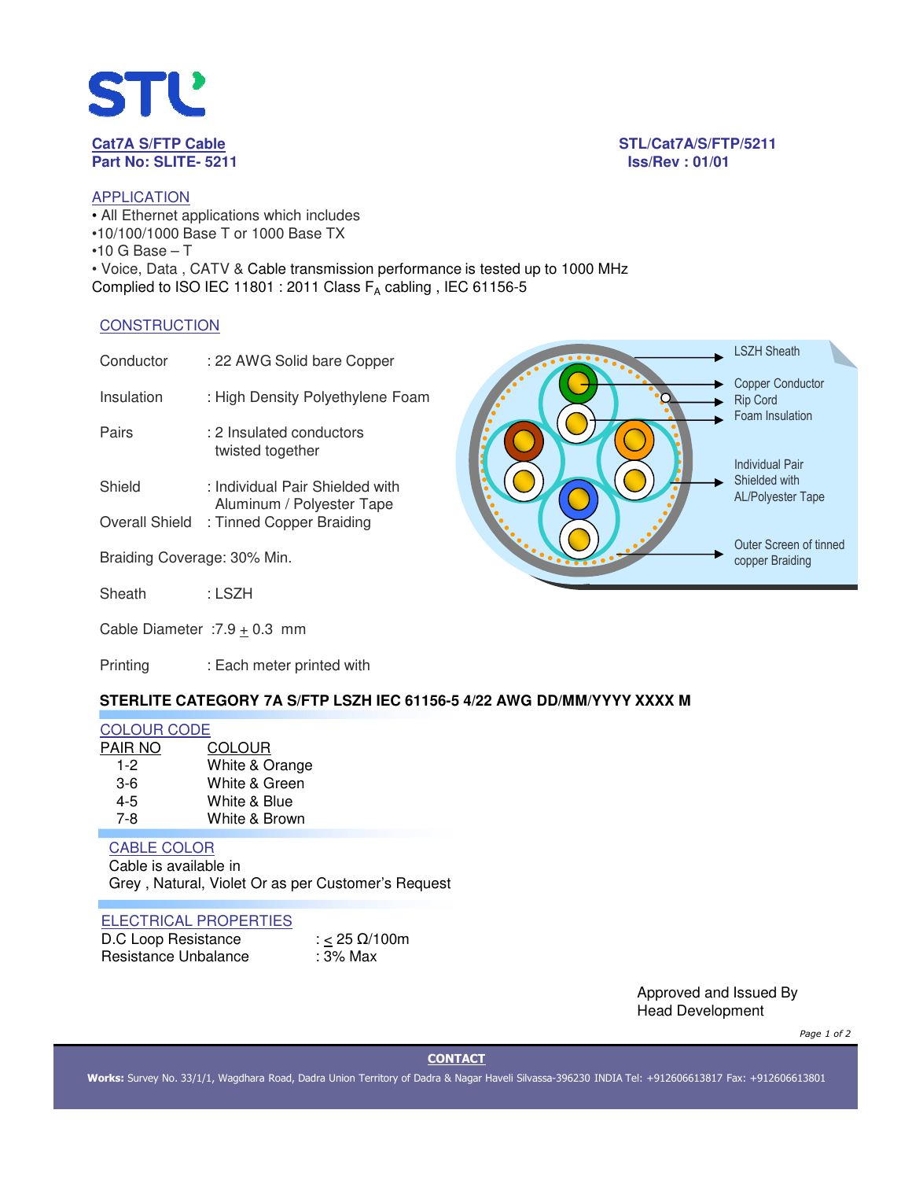**Cat7A S/FTP Cable**
**Part No: SLITE- 5211**

**STL/Cat7A/S/FTP/5211**
**Iss/Rev : 01/01**

## APPLICATION

- All Ethernet applications which includes
- 10/100/1000 Base T or 1000 Base TX
- 10 G Base – T
- Voice, Data , CATV & Cable transmission performance is tested up to 1000 MHz

Complied to ISO IEC 11801 : 2011 Class $F_A$ cabling , IEC 61156-5

## CONSTRUCTION

Conductor : 22 AWG Solid bare Copper

Insulation : High Density Polyethylene Foam

Pairs : 2 Insulated conductors twisted together

Shield : Individual Pair Shielded with Aluminum / Polyester Tape

Overall Shield : Tinned Copper Braiding

Braiding Coverage: 30% Min.

Sheath : LSZH

Cable Diameter : 7.9 ± 0.3 mm

Printing : Each meter printed with

LSZH Sheath

Copper Conductor

Rip Cord

Foam Insulation

Individual Pair Shielded with AL/Polyester Tape

Outer Screen of tinned copper Braiding

**STERLITE CATEGORY 7A S/FTP LSZH IEC 61156-5 4/22 AWG DD/MM/YYYY XXXX M**

## COLOUR CODE

| PAIR NO | COLOUR |
|---|---|
| 1-2 | White & Orange |
| 3-6 | White & Green |
| 4-5 | White & Blue |
| 7-8 | White & Brown |

## CABLE COLOR

Cable is available in
Grey , Natural, Violet Or as per Customer's Request

## ELECTRICAL PROPERTIES

| | |
|---|---|
| D.C Loop Resistance | : ≤ 25 Ω/100m |
| Resistance Unbalance | : 3% Max |

Approved and Issued By
Head Development

**CONTACT**

**Works:** Survey No. 33/1/1, Wagdhara Road, Dadra Union Territory of Dadra & Nagar Haveli Silvassa-396230 INDIA Tel: +912606613817 Fax: +912606613801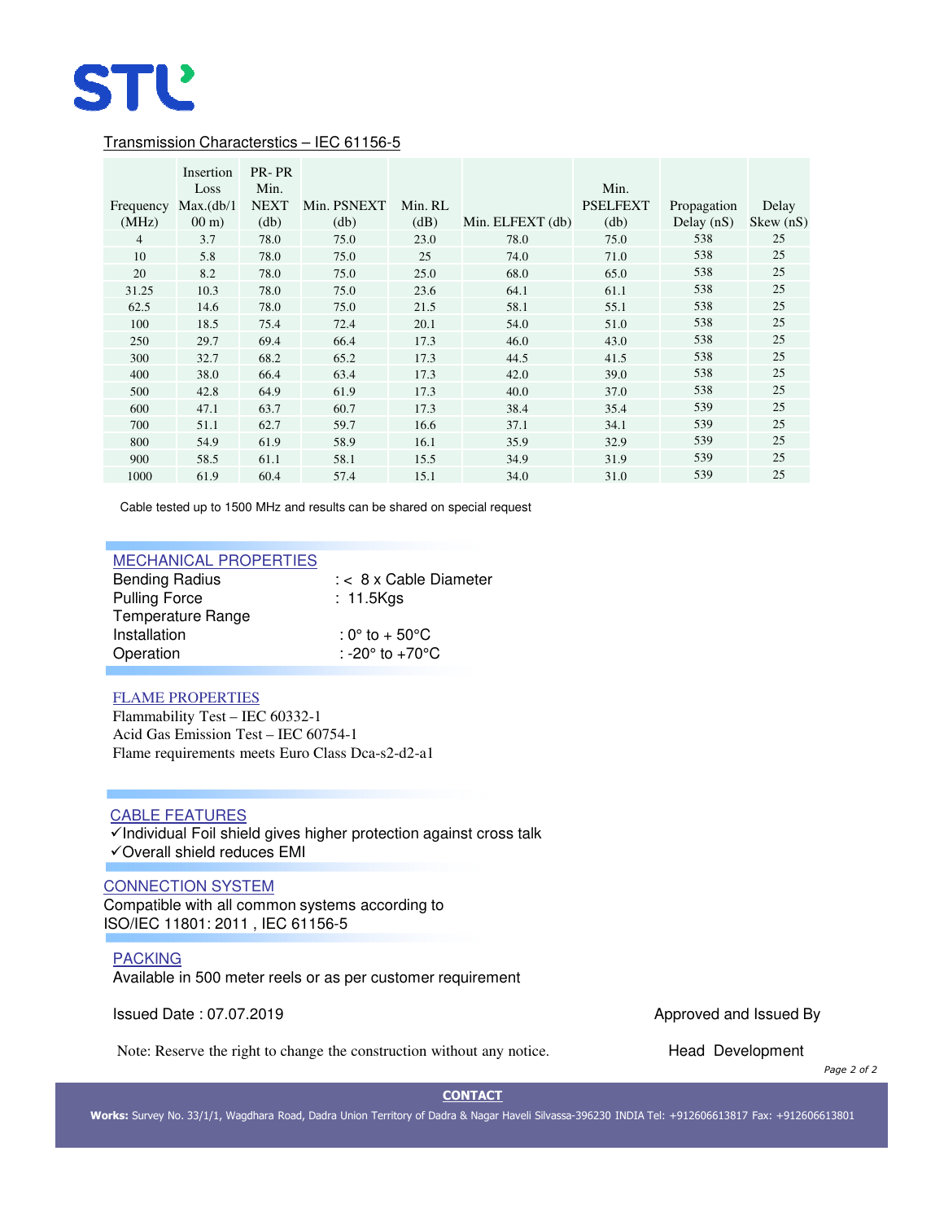STL

Transmission Characterstics – IEC 61156-5

| Frequency (MHz) | Insertion Loss Max.(db/100 m) | PR- PR Min. NEXT (db) | Min. PSNEXT (db) | Min. RL (dB) | Min. ELFEXT (db) | Min. PSELFEXT (db) | Propagation Delay (nS) | Delay Skew (nS) |
|---|---|---|---|---|---|---|---|---|
| 4 | 3.7 | 78.0 | 75.0 | 23.0 | 78.0 | 75.0 | 538 | 25 |
| 10 | 5.8 | 78.0 | 75.0 | 25 | 74.0 | 71.0 | 538 | 25 |
| 20 | 8.2 | 78.0 | 75.0 | 25.0 | 68.0 | 65.0 | 538 | 25 |
| 31.25 | 10.3 | 78.0 | 75.0 | 23.6 | 64.1 | 61.1 | 538 | 25 |
| 62.5 | 14.6 | 78.0 | 75.0 | 21.5 | 58.1 | 55.1 | 538 | 25 |
| 100 | 18.5 | 75.4 | 72.4 | 20.1 | 54.0 | 51.0 | 538 | 25 |
| 250 | 29.7 | 69.4 | 66.4 | 17.3 | 46.0 | 43.0 | 538 | 25 |
| 300 | 32.7 | 68.2 | 65.2 | 17.3 | 44.5 | 41.5 | 538 | 25 |
| 400 | 38.0 | 66.4 | 63.4 | 17.3 | 42.0 | 39.0 | 538 | 25 |
| 500 | 42.8 | 64.9 | 61.9 | 17.3 | 40.0 | 37.0 | 538 | 25 |
| 600 | 47.1 | 63.7 | 60.7 | 17.3 | 38.4 | 35.4 | 539 | 25 |
| 700 | 51.1 | 62.7 | 59.7 | 16.6 | 37.1 | 34.1 | 539 | 25 |
| 800 | 54.9 | 61.9 | 58.9 | 16.1 | 35.9 | 32.9 | 539 | 25 |
| 900 | 58.5 | 61.1 | 58.1 | 15.5 | 34.9 | 31.9 | 539 | 25 |
| 1000 | 61.9 | 60.4 | 57.4 | 15.1 | 34.0 | 31.0 | 539 | 25 |

Cable tested up to 1500 MHz and results can be shared on special request

## MECHANICAL PROPERTIES

| | |
|---|---|
| Bending Radius | : < 8 x Cable Diameter |
| Pulling Force | : 11.5Kgs |
| Temperature Range | |
| Installation | : 0° to + 50°C |
| Operation | : -20° to +70°C |

## FLAME PROPERTIES

Flammability Test – IEC 60332-1
Acid Gas Emission Test – IEC 60754-1
Flame requirements meets Euro Class Dca-s2-d2-a1

## CABLE FEATURES

✓Individual Foil shield gives higher protection against cross talk
✓Overall shield reduces EMI

## CONNECTION SYSTEM

Compatible with all common systems according to
ISO/IEC 11801: 2011 , IEC 61156-5

## PACKING

Available in 500 meter reels or as per customer requirement

Issued Date : 07.07.2019

Approved and Issued By

Head Development

Note: Reserve the right to change the construction without any notice.

**CONTACT**

**Works:** Survey No. 33/1/1, Wagdhara Road, Dadra Union Territory of Dadra & Nagar Haveli Silvassa-396230 INDIA Tel: +912606613817 Fax: +912606613801